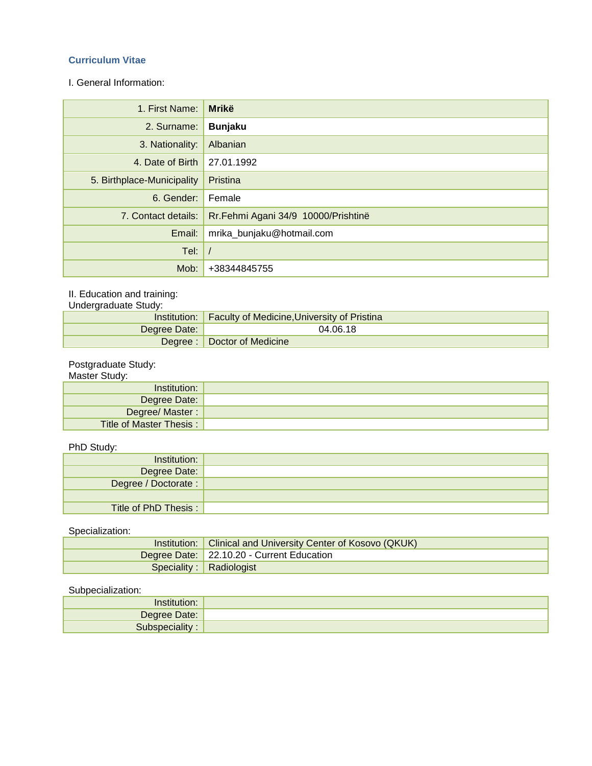## Curriculum Vitae

I. General Information:

| | |
|---|---|
| 1. First Name: | **Mrikë** |
| 2. Surname: | **Bunjaku** |
| 3. Nationality: | Albanian |
| 4. Date of Birth | 27.01.1992 |
| 5. Birthplace-Municipality | Pristina |
| 6. Gender: | Female |
| 7. Contact details: | Rr.Fehmi Agani 34/9 10000/Prishtinë |
| Email: | mrika_bunjaku@hotmail.com |
| Tel: | / |
| Mob: | +38344845755 |

II. Education and training:

Undergraduate Study:

| | |
|---|---|
| Institution: | Faculty of Medicine,University of Pristina |
| Degree Date: | 04.06.18 |
| Degree : | Doctor of Medicine |

Postgraduate Study:

Master Study:

| | |
|---|---|
| Institution: | |
| Degree Date: | |
| Degree/ Master : | |
| Title of Master Thesis : | |

PhD Study:

| | |
|---|---|
| Institution: | |
| Degree Date: | |
| Degree / Doctorate : | |
| | |
| Title of PhD Thesis : | |

Specialization:

| | |
|---|---|
| Institution: | Clinical and University Center of Kosovo (QKUK) |
| Degree Date: | 22.10.20 - Current Education |
| Speciality : | Radiologist |

Subpecialization:

| | |
|---|---|
| Institution: | |
| Degree Date: | |
| Subspeciality : | |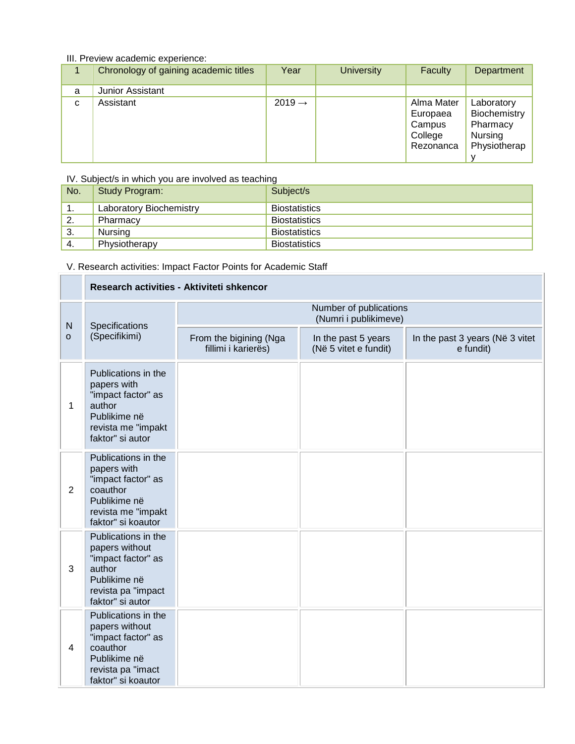III. Preview academic experience:

| 1 | Chronology of gaining academic titles | Year | University | Faculty | Department |
|---|---|---|---|---|---|
| a | Junior Assistant | | | | |
| c | Assistant | 2019 → | | Alma Mater Europaea Campus College Rezonanca | Laboratory Biochemistry Pharmacy Nursing Physiotherapy |

IV. Subject/s in which you are involved as teaching

| No. | Study Program: | Subject/s |
|---|---|---|
| 1. | Laboratory Biochemistry | Biostatistics |
| 2. | Pharmacy | Biostatistics |
| 3. | Nursing | Biostatistics |
| 4. | Physiotherapy | Biostatistics |

V. Research activities: Impact Factor Points for Academic Staff

| | **Research activities - Aktiviteti shkencor** | | | |
|---|---|---|---|---|
| No | Specifications (Specifikimi) | Number of publications (Numri i publikimeve) | | |
| | | From the bigining (Nga fillimi i karierës) | In the past 5 years (Në 5 vitet e fundit) | In the past 3 years (Në 3 vitet e fundit) |
| 1 | Publications in the papers with "impact factor" as author Publikime në revista me "impakt faktor" si autor | | | |
| 2 | Publications in the papers with "impact factor" as coauthor Publikime në revista me "impakt faktor" si koautor | | | |
| 3 | Publications in the papers without "impact factor" as author Publikime në revista pa "impact faktor" si autor | | | |
| 4 | Publications in the papers without "impact factor" as coauthor Publikime në revista pa "imact faktor" si koautor | | | |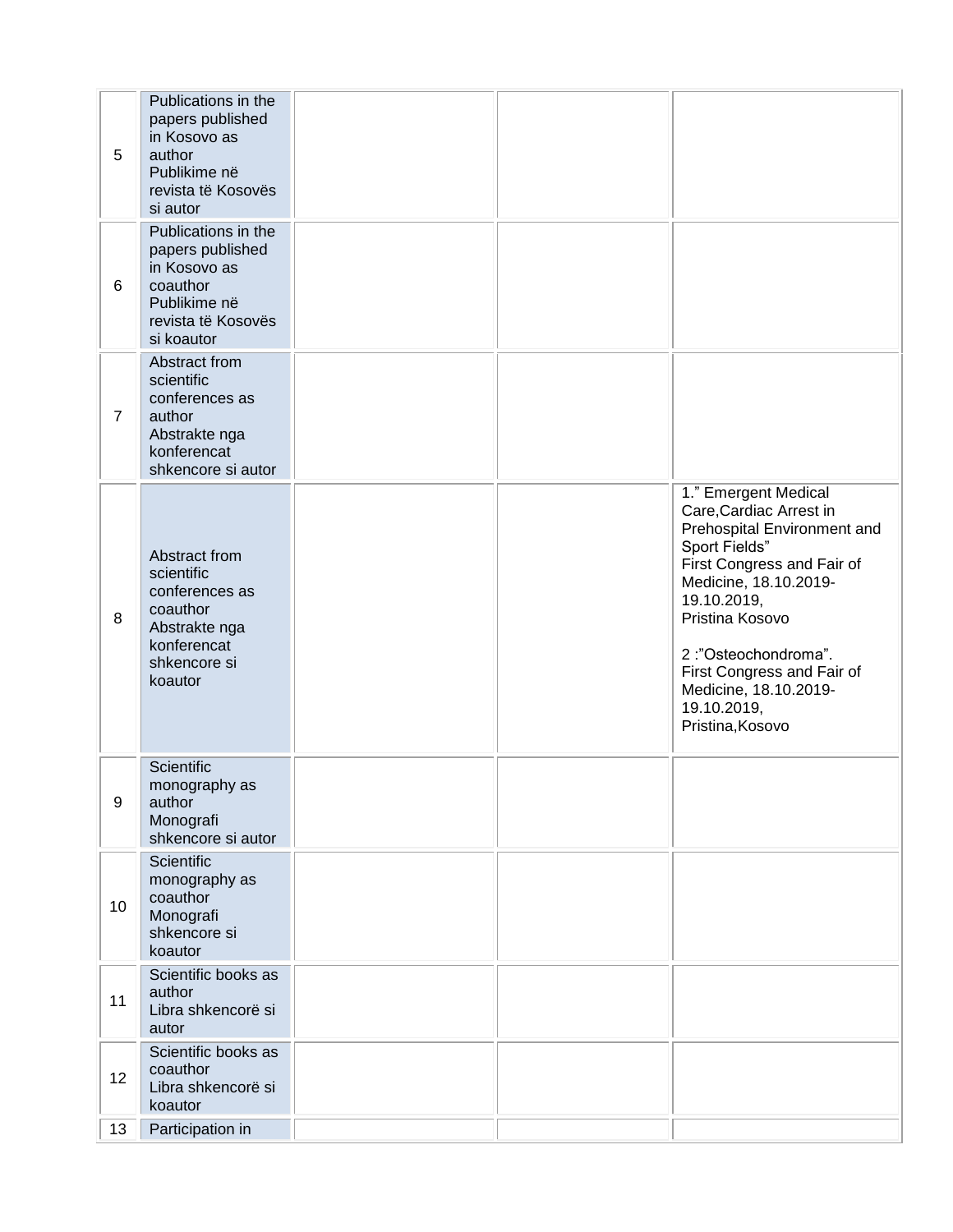| | | | | |
|---|---|---|---|---|
| 5 | Publications in the papers published in Kosovo as author<br>Publikime në revista të Kosovës si autor | | | |
| 6 | Publications in the papers published in Kosovo as coauthor<br>Publikime në revista të Kosovës si koautor | | | |
| 7 | Abstract from scientific conferences as author<br>Abstrakte nga konferencat shkencore si autor | | | |
| 8 | Abstract from scientific conferences as coauthor<br>Abstrakte nga konferencat shkencore si koautor | | | 1." Emergent Medical Care,Cardiac Arrest in Prehospital Environment and Sport Fields"<br>First Congress and Fair of Medicine, 18.10.2019-19.10.2019,<br>Pristina Kosovo<br><br>2 :"Osteochondroma".<br>First Congress and Fair of Medicine, 18.10.2019-19.10.2019,<br>Pristina,Kosovo |
| 9 | Scientific monography as author<br>Monografi shkencore si autor | | | |
| 10 | Scientific monography as coauthor<br>Monografi shkencore si koautor | | | |
| 11 | Scientific books as author<br>Libra shkencorë si autor | | | |
| 12 | Scientific books as coauthor<br>Libra shkencorë si koautor | | | |
| 13 | Participation in | | | |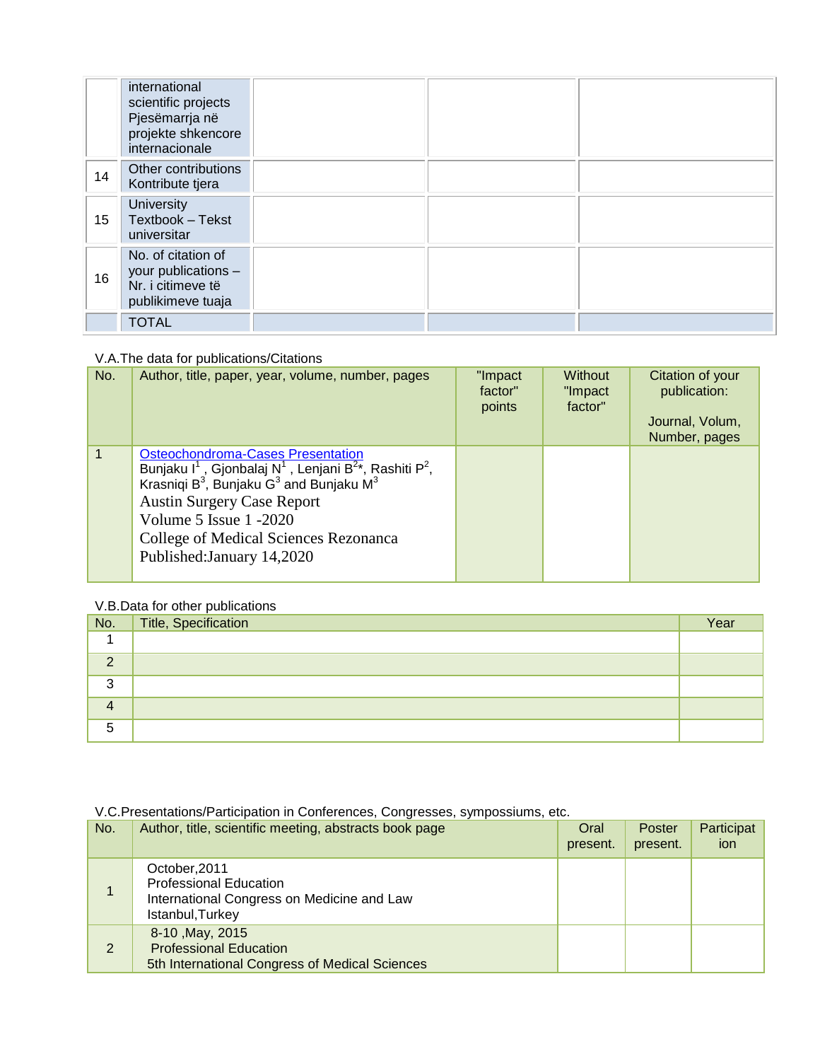| | | | | |
|---|---|---|---|---|
| | international scientific projects Pjesëmarrja në projekte shkencore internacionale | | | |
| 14 | Other contributions Kontribute tjera | | | |
| 15 | University Textbook – Tekst universitar | | | |
| 16 | No. of citation of your publications – Nr. i citimeve të publikimeve tuaja | | | |
| | TOTAL | | | |

V.A.The data for publications/Citations

| No. | Author, title, paper, year, volume, number, pages | "Impact factor" points | Without "Impact factor" | Citation of your publication: Journal, Volum, Number, pages |
|---|---|---|---|---|
| 1 | Osteochondroma-Cases Presentation<br>Bunjaku I[1] , Gjonbalaj N[1] , Lenjani B[2]*, Rashiti P[2], Krasniqi B[3], Bunjaku G[3] and Bunjaku M[3]<br>Austin Surgery Case Report<br>Volume 5 Issue 1 -2020<br>College of Medical Sciences Rezonanca<br>Published:January 14,2020 | | | |

V.B.Data for other publications

| No. | Title, Specification | Year |
|---|---|---|
| 1 | | |
| 2 | | |
| 3 | | |
| 4 | | |
| 5 | | |

V.C.Presentations/Participation in Conferences, Congresses, sympossiums, etc.

| No. | Author, title, scientific meeting, abstracts book page | Oral present. | Poster present. | Participation |
|---|---|---|---|---|
| 1 | October,2011<br>Professional Education<br>International Congress on Medicine and Law<br>Istanbul,Turkey | | | |
| 2 | 8-10 ,May, 2015<br>Professional Education<br>5th International Congress of Medical Sciences | | | |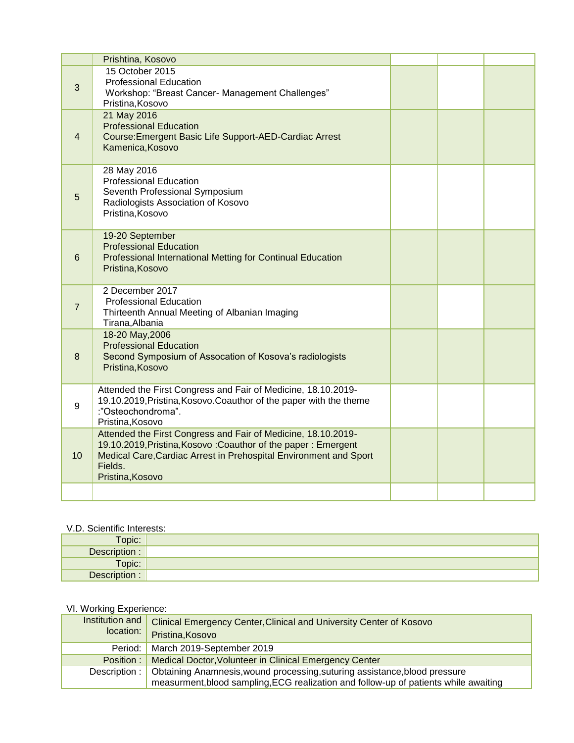|  |  |  |  |  |
|---|---|---|---|---|
|  | Prishtina, Kosovo |  |  |  |
| 3 | 15 October 2015<br>Professional Education<br>Workshop: “Breast Cancer- Management Challenges”<br>Pristina,Kosovo |  |  |  |
| 4 | 21 May 2016<br>Professional Education<br>Course:Emergent Basic Life Support-AED-Cardiac Arrest<br>Kamenica,Kosovo |  |  |  |
| 5 | 28 May 2016<br>Professional Education<br>Seventh Professional Symposium<br>Radiologists Association of Kosovo<br>Pristina,Kosovo |  |  |  |
| 6 | 19-20 September<br>Professional Education<br>Professional International Metting for Continual Education<br>Pristina,Kosovo |  |  |  |
| 7 | 2 December 2017<br>Professional Education<br>Thirteenth Annual Meeting of Albanian Imaging<br>Tirana,Albania |  |  |  |
| 8 | 18-20 May,2006<br>Professional Education<br>Second Symposium of Assocation of Kosova’s radiologists<br>Pristina,Kosovo |  |  |  |
| 9 | Attended the First Congress and Fair of Medicine, 18.10.2019-19.10.2019,Pristina,Kosovo.Coauthor of the paper with the theme :”Osteochondroma”.<br>Pristina,Kosovo |  |  |  |
| 10 | Attended the First Congress and Fair of Medicine, 18.10.2019-19.10.2019,Pristina,Kosovo :Coauthor of the paper : Emergent Medical Care,Cardiac Arrest in Prehospital Environment and Sport Fields.<br>Pristina,Kosovo |  |  |  |
|  |  |  |  |  |

V.D. Scientific Interests:

|  |  |
|---|---|
| Topic: |  |
| Description : |  |
| Topic: |  |
| Description : |  |

VI. Working Experience:

|  |  |
|---|---|
| Institution and location: | Clinical Emergency Center,Clinical and University Center of Kosovo<br>Pristina,Kosovo |
| Period: | March 2019-September 2019 |
| Position : | Medical Doctor,Volunteer in Clinical Emergency Center |
| Description : | Obtaining Anamnesis,wound processing,suturing assistance,blood pressure measurment,blood sampling,ECG realization and follow-up of patients while awaiting |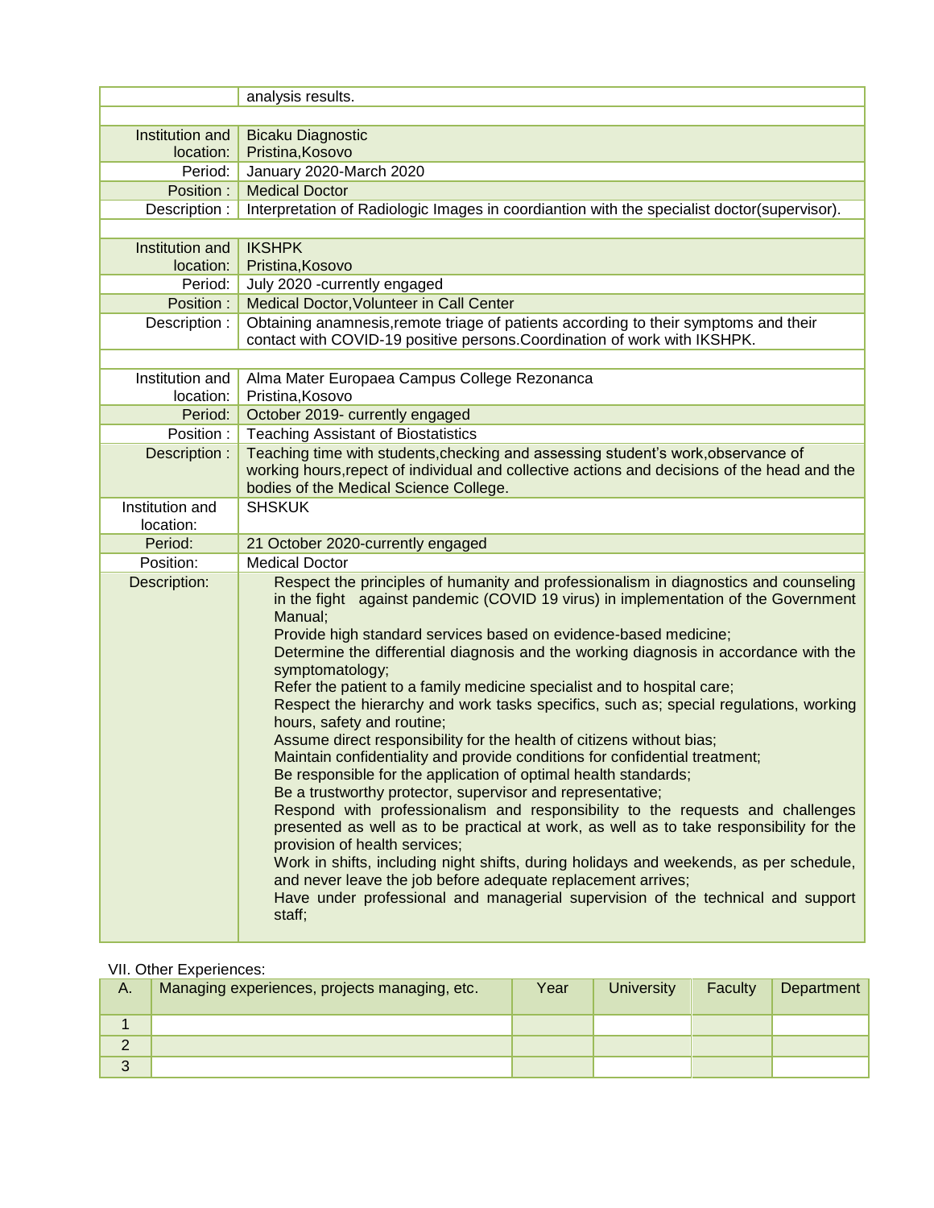| | |
|---|---|
| | analysis results. |
| | |
| Institution and location: | Bicaku Diagnostic Pristina,Kosovo |
| Period: | January 2020-March 2020 |
| Position : | Medical Doctor |
| Description : | Interpretation of Radiologic Images in coordiantion with the specialist doctor(supervisor). |
| | |
| Institution and location: | IKSHPK Pristina,Kosovo |
| Period: | July 2020 -currently engaged |
| Position : | Medical Doctor,Volunteer in Call Center |
| Description : | Obtaining anamnesis,remote triage of patients according to their symptoms and their contact with COVID-19 positive persons.Coordination of work with IKSHPK. |
| | |
| Institution and location: | Alma Mater Europaea Campus College Rezonanca Pristina,Kosovo |
| Period: | October 2019- currently engaged |
| Position : | Teaching Assistant of Biostatistics |
| Description : | Teaching time with students,checking and assessing student's work,observance of working hours,repect of individual and collective actions and decisions of the head and the bodies of the Medical Science College. |
| Institution and location: | SHSKUK |
| Period: | 21 October 2020-currently engaged |
| Position: | Medical Doctor |
| Description: | Respect the principles of humanity and professionalism in diagnostics and counseling in the fight against pandemic (COVID 19 virus) in implementation of the Government Manual;<br>Provide high standard services based on evidence-based medicine;<br>Determine the differential diagnosis and the working diagnosis in accordance with the symptomatology;<br>Refer the patient to a family medicine specialist and to hospital care;<br>Respect the hierarchy and work tasks specifics, such as; special regulations, working hours, safety and routine;<br>Assume direct responsibility for the health of citizens without bias;<br>Maintain confidentiality and provide conditions for confidential treatment;<br>Be responsible for the application of optimal health standards;<br>Be a trustworthy protector, supervisor and representative;<br>Respond with professionalism and responsibility to the requests and challenges presented as well as to be practical at work, as well as to take responsibility for the provision of health services;<br>Work in shifts, including night shifts, during holidays and weekends, as per schedule, and never leave the job before adequate replacement arrives;<br>Have under professional and managerial supervision of the technical and support staff; |

VII. Other Experiences:

| A. | Managing experiences, projects managing, etc. | Year | University | Faculty | Department |
|---|---|---|---|---|---|
| 1 | | | | | |
| 2 | | | | | |
| 3 | | | | | |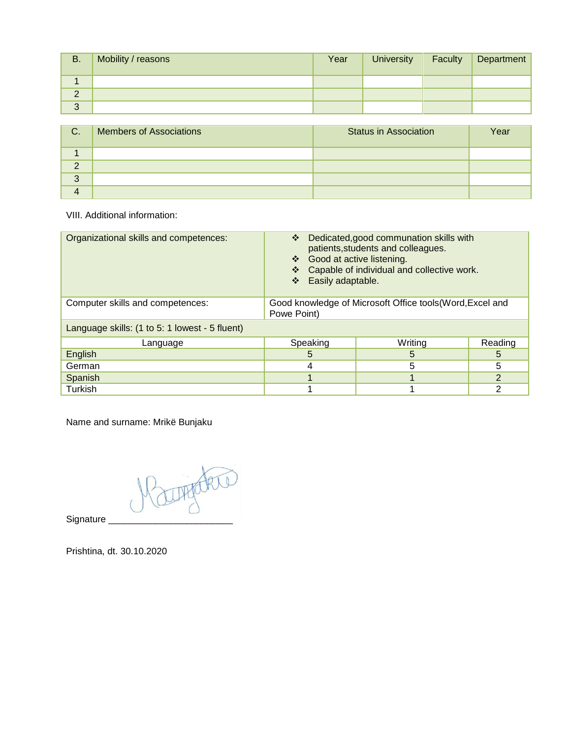| B. | Mobility / reasons | Year | University | Faculty | Department |
| --- | --- | --- | --- | --- | --- |
| 1 | | | | | |
| 2 | | | | | |
| 3 | | | | | |

| C. | Members of Associations | Status in Association | Year |
| --- | --- | --- | --- |
| 1 | | | |
| 2 | | | |
| 3 | | | |
| 4 | | | |

VIII. Additional information:

| | |
| --- | --- |
| Organizational skills and competences: | ❖ Dedicated,good communation skills with patients,students and colleagues.<br>❖ Good at active listening.<br>❖ Capable of individual and collective work.<br>❖ Easily adaptable. |
| Computer skills and competences: | Good knowledge of Microsoft Office tools(Word,Excel and Powe Point) |

Language skills: (1 to 5: 1 lowest - 5 fluent)

| Language | Speaking | Writing | Reading |
| --- | --- | --- | --- |
| English | 5 | 5 | 5 |
| German | 4 | 5 | 5 |
| Spanish | 1 | 1 | 2 |
| Turkish | 1 | 1 | 2 |

Name and surname: Mrikë Bunjaku

Signature ________________________

Prishtina, dt. 30.10.2020